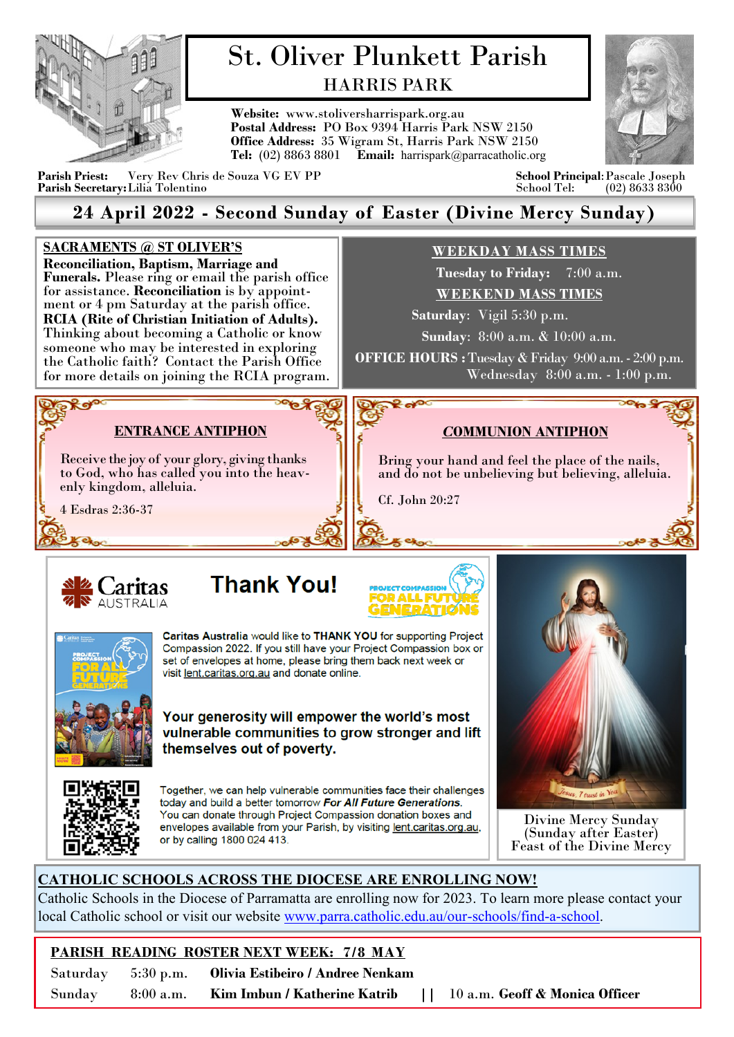# St. Oliver Plunkett Parish

## HARRIS PARK

**Website:** www.stoliversharrispark.org.au
**Postal Address:** PO Box 9394 Harris Park NSW 2150
**Office Address:** 35 Wigram St, Harris Park NSW 2150
**Tel:** (02) 8863 8801 **Email:** harrispark@parracatholic.org

**Parish Priest:** Very Rev Chris de Souza VG EV PP
**Parish Secretary:** Lilia Tolentino

**School Principal:** Pascale Joseph
School Tel: (02) 8633 8300

## 24 April 2022 - Second Sunday of Easter (Divine Mercy Sunday)

### SACRAMENTS @ ST OLIVER'S

**Reconciliation, Baptism, Marriage and Funerals.** Please ring or email the parish office for assistance. **Reconciliation** is by appointment or 4 pm Saturday at the parish office.

**RCIA (Rite of Christian Initiation of Adults).** Thinking about becoming a Catholic or know someone who may be interested in exploring the Catholic faith? Contact the Parish Office for more details on joining the RCIA program.

### WEEKDAY MASS TIMES

**Tuesday to Friday:** 7:00 a.m.

### WEEKEND MASS TIMES

**Saturday:** Vigil 5:30 p.m.

**Sunday:** 8:00 a.m. & 10:00 a.m.

**OFFICE HOURS :** Tuesday & Friday 9:00 a.m. - 2:00 p.m.
Wednesday 8:00 a.m. - 1:00 p.m.

### ENTRANCE ANTIPHON

Receive the joy of your glory, giving thanks to God, who has called you into the heavenly kingdom, alleluia.

4 Esdras 2:36-37

### COMMUNION ANTIPHON

Bring your hand and feel the place of the nails, and do not be unbelieving but believing, alleluia.

Cf. John 20:27

### Caritas Australia — Thank You!

PROJECT COMPASSION — FOR ALL FUTURE GENERATIONS

**Caritas Australia** would like to **THANK YOU** for supporting Project Compassion 2022. If you still have your Project Compassion box or set of envelopes at home, please bring them back next week or visit lent.caritas.org.au and donate online.

**Your generosity will empower the world's most vulnerable communities to grow stronger and lift themselves out of poverty.**

Together, we can help vulnerable communities face their challenges today and build a better tomorrow *For All Future Generations*. You can donate through Project Compassion donation boxes and envelopes available from your Parish, by visiting lent.caritas.org.au, or by calling 1800 024 413.

Divine Mercy Sunday
(Sunday after Easter)
Feast of the Divine Mercy

### CATHOLIC SCHOOLS ACROSS THE DIOCESE ARE ENROLLING NOW!

Catholic Schools in the Diocese of Parramatta are enrolling now for 2023. To learn more please contact your local Catholic school or visit our website www.parra.catholic.edu.au/our-schools/find-a-school.

### PARISH READING ROSTER NEXT WEEK: 7/8 MAY

| | | | | |
|---|---|---|---|---|
| Saturday | 5:30 p.m. | **Olivia Estibeiro / Andree Nenkam** | | |
| Sunday | 8:00 a.m. | **Kim Imbun / Katherine Katrib** | 10 a.m. | **Geoff & Monica Officer** |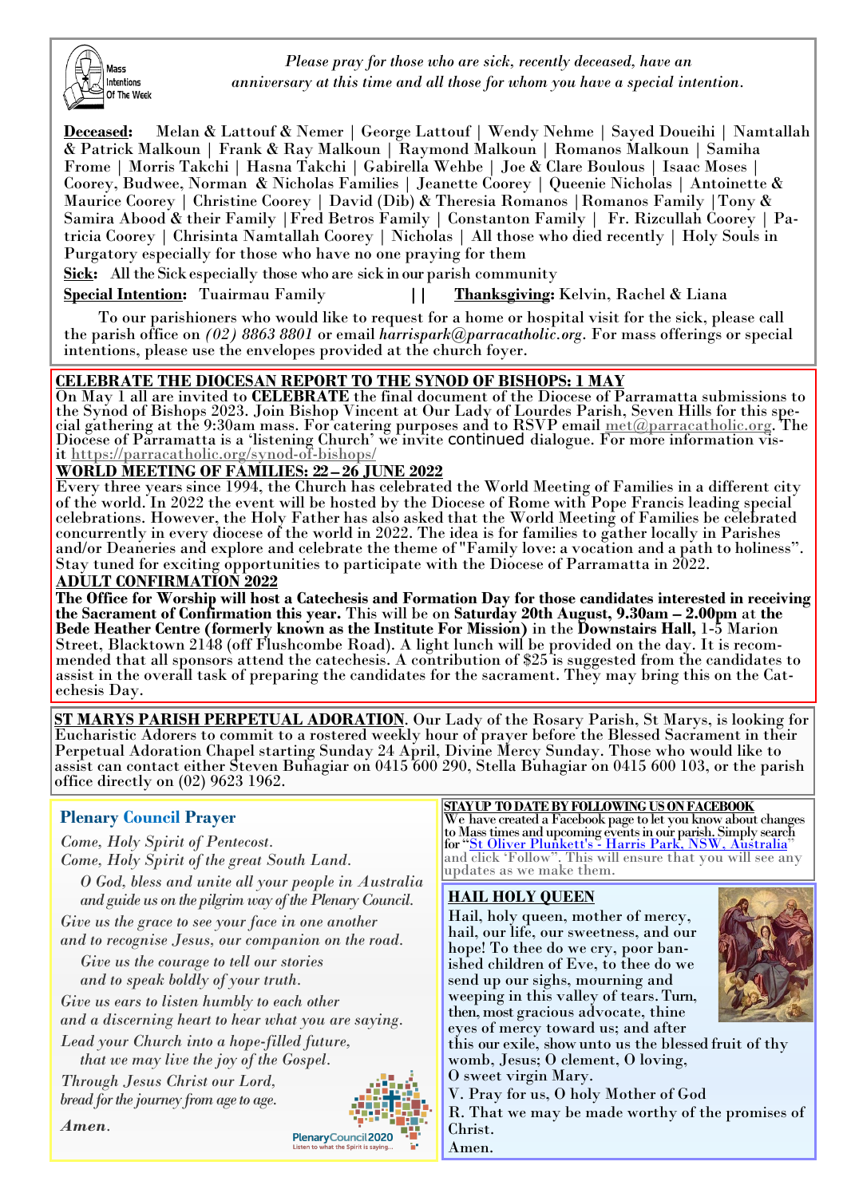Mass Intentions Of The Week

*Please pray for those who are sick, recently deceased, have an anniversary at this time and all those for whom you have a special intention.*

**Deceased:** Melan & Lattouf & Nemer | George Lattouf | Wendy Nehme | Sayed Doueihi | Namtallah & Patrick Malkoun | Frank & Ray Malkoun | Raymond Malkoun | Romanos Malkoun | Samiha Frome | Morris Takchi | Hasna Takchi | Gabirella Wehbe | Joe & Clare Boulous | Isaac Moses | Coorey, Budwee, Norman & Nicholas Families | Jeanette Coorey | Queenie Nicholas | Antoinette & Maurice Coorey | Christine Coorey | David (Dib) & Theresia Romanos |Romanos Family |Tony & Samira Abood & their Family |Fred Betros Family | Constanton Family | Fr. Rizcullah Coorey | Patricia Coorey | Chrisinta Namtallah Coorey | Nicholas | All those who died recently | Holy Souls in Purgatory especially for those who have no one praying for them

**Sick:** All the Sick especially those who are sick in our parish community

**Special Intention:** Tuairmau Family || **Thanksgiving:** Kelvin, Rachel & Liana

To our parishioners who would like to request for a home or hospital visit for the sick, please call the parish office on *(02) 8863 8801* or email *harrispark@parracatholic.org*. For mass offerings or special intentions, please use the envelopes provided at the church foyer.

## CELEBRATE THE DIOCESAN REPORT TO THE SYNOD OF BISHOPS: 1 MAY

On May 1 all are invited to **CELEBRATE** the final document of the Diocese of Parramatta submissions to the Synod of Bishops 2023. Join Bishop Vincent at Our Lady of Lourdes Parish, Seven Hills for this special gathering at the 9:30am mass. For catering purposes and to RSVP email met@parracatholic.org. The Diocese of Parramatta is a 'listening Church' we invite continued dialogue. For more information visit https://parracatholic.org/synod-of-bishops/

## WORLD MEETING OF FAMILIES: 22 – 26 JUNE 2022

Every three years since 1994, the Church has celebrated the World Meeting of Families in a different city of the world. In 2022 the event will be hosted by the Diocese of Rome with Pope Francis leading special celebrations. However, the Holy Father has also asked that the World Meeting of Families be celebrated concurrently in every diocese of the world in 2022. The idea is for families to gather locally in Parishes and/or Deaneries and explore and celebrate the theme of "Family love: a vocation and a path to holiness". Stay tuned for exciting opportunities to participate with the Diocese of Parramatta in 2022.

## ADULT CONFIRMATION 2022

**The Office for Worship will host a Catechesis and Formation Day for those candidates interested in receiving the Sacrament of Confirmation this year.** This will be on **Saturday 20th August, 9.30am – 2.00pm** at **the Bede Heather Centre (formerly known as the Institute For Mission)** in the **Downstairs Hall,** 1-5 Marion Street, Blacktown 2148 (off Flushcombe Road). A light lunch will be provided on the day. It is recommended that all sponsors attend the catechesis. A contribution of $25 is suggested from the candidates to assist in the overall task of preparing the candidates for the sacrament. They may bring this on the Catechesis Day.

**ST MARYS PARISH PERPETUAL ADORATION**. Our Lady of the Rosary Parish, St Marys, is looking for Eucharistic Adorers to commit to a rostered weekly hour of prayer before the Blessed Sacrament in their Perpetual Adoration Chapel starting Sunday 24 April, Divine Mercy Sunday. Those who would like to assist can contact either Steven Buhagiar on 0415 600 290, Stella Buhagiar on 0415 600 103, or the parish office directly on (02) 9623 1962.

## Plenary Council Prayer

*Come, Holy Spirit of Pentecost.*
*Come, Holy Spirit of the great South Land.*
*O God, bless and unite all your people in Australia and guide us on the pilgrim way of the Plenary Council.*
*Give us the grace to see your face in one another and to recognise Jesus, our companion on the road.*
*Give us the courage to tell our stories and to speak boldly of your truth.*
*Give us ears to listen humbly to each other and a discerning heart to hear what you are saying.*
*Lead your Church into a hope-filled future, that we may live the joy of the Gospel.*
*Through Jesus Christ our Lord, bread for the journey from age to age.*
***Amen.***

Plenary Council 2020
Listen to what the Spirit is saying...

## STAY UP TO DATE BY FOLLOWING US ON FACEBOOK

We have created a Facebook page to let you know about changes to Mass times and upcoming events in our parish. Simply search for "St Oliver Plunkett's - Harris Park, NSW, Australia" and click 'Follow". This will ensure that you will see any updates as we make them.

## HAIL HOLY QUEEN

Hail, holy queen, mother of mercy, hail, our life, our sweetness, and our hope! To thee do we cry, poor banished children of Eve, to thee do we send up our sighs, mourning and weeping in this valley of tears. Turn, then, most gracious advocate, thine eyes of mercy toward us; and after this our exile, show unto us the blessed fruit of thy womb, Jesus; O clement, O loving, O sweet virgin Mary.
V. Pray for us, O holy Mother of God
R. That we may be made worthy of the promises of Christ.
Amen.